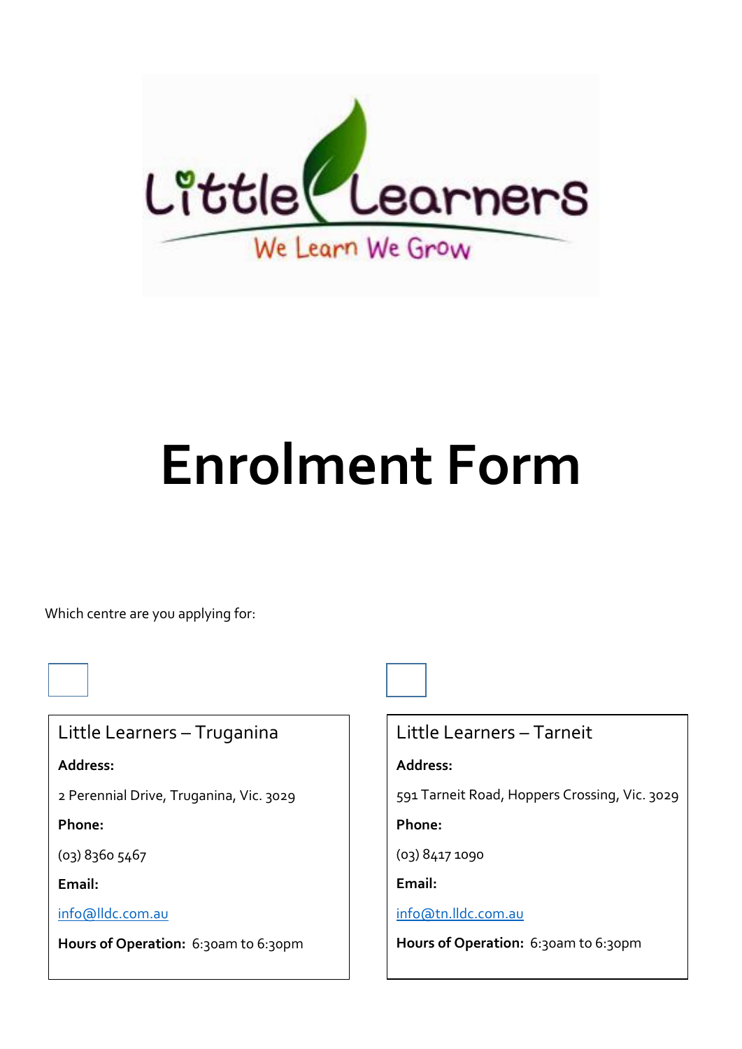Little Learners

We Learn We Grow

# Enrolment Form

Which centre are you applying for:

☐ Little Learners – Truganina

**Address:**

2 Perennial Drive, Truganina, Vic. 3029

**Phone:**

(03) 8360 5467

**Email:**

info@lldc.com.au

**Hours of Operation:** 6:30am to 6:30pm

☐ Little Learners – Tarneit

**Address:**

591 Tarneit Road, Hoppers Crossing, Vic. 3029

**Phone:**

(03) 8417 1090

**Email:**

info@tn.lldc.com.au

**Hours of Operation:** 6:30am to 6:30pm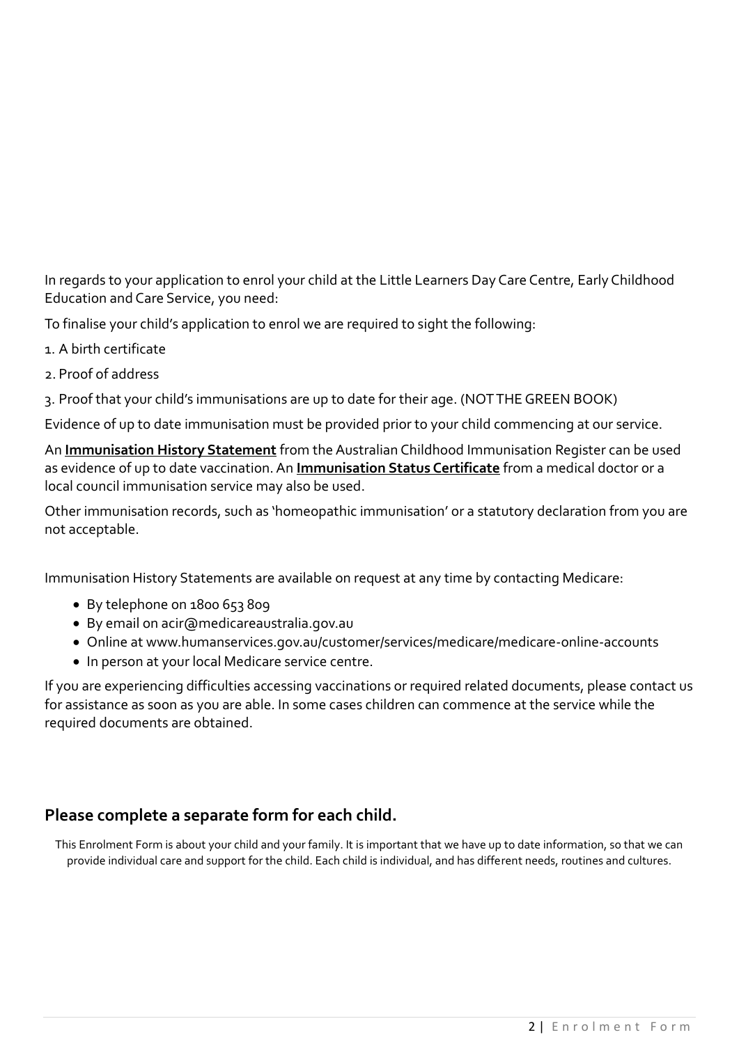In regards to your application to enrol your child at the Little Learners Day Care Centre, Early Childhood Education and Care Service, you need:

To finalise your child's application to enrol we are required to sight the following:

1. A birth certificate

2. Proof of address

3. Proof that your child's immunisations are up to date for their age. (NOT THE GREEN BOOK)

Evidence of up to date immunisation must be provided prior to your child commencing at our service.

An **Immunisation History Statement** from the Australian Childhood Immunisation Register can be used as evidence of up to date vaccination. An **Immunisation Status Certificate** from a medical doctor or a local council immunisation service may also be used.

Other immunisation records, such as 'homeopathic immunisation' or a statutory declaration from you are not acceptable.

Immunisation History Statements are available on request at any time by contacting Medicare:

- By telephone on 1800 653 809
- By email on acir@medicareaustralia.gov.au
- Online at www.humanservices.gov.au/customer/services/medicare/medicare-online-accounts
- In person at your local Medicare service centre.

If you are experiencing difficulties accessing vaccinations or required related documents, please contact us for assistance as soon as you are able. In some cases children can commence at the service while the required documents are obtained.

## Please complete a separate form for each child.

This Enrolment Form is about your child and your family. It is important that we have up to date information, so that we can provide individual care and support for the child. Each child is individual, and has different needs, routines and cultures.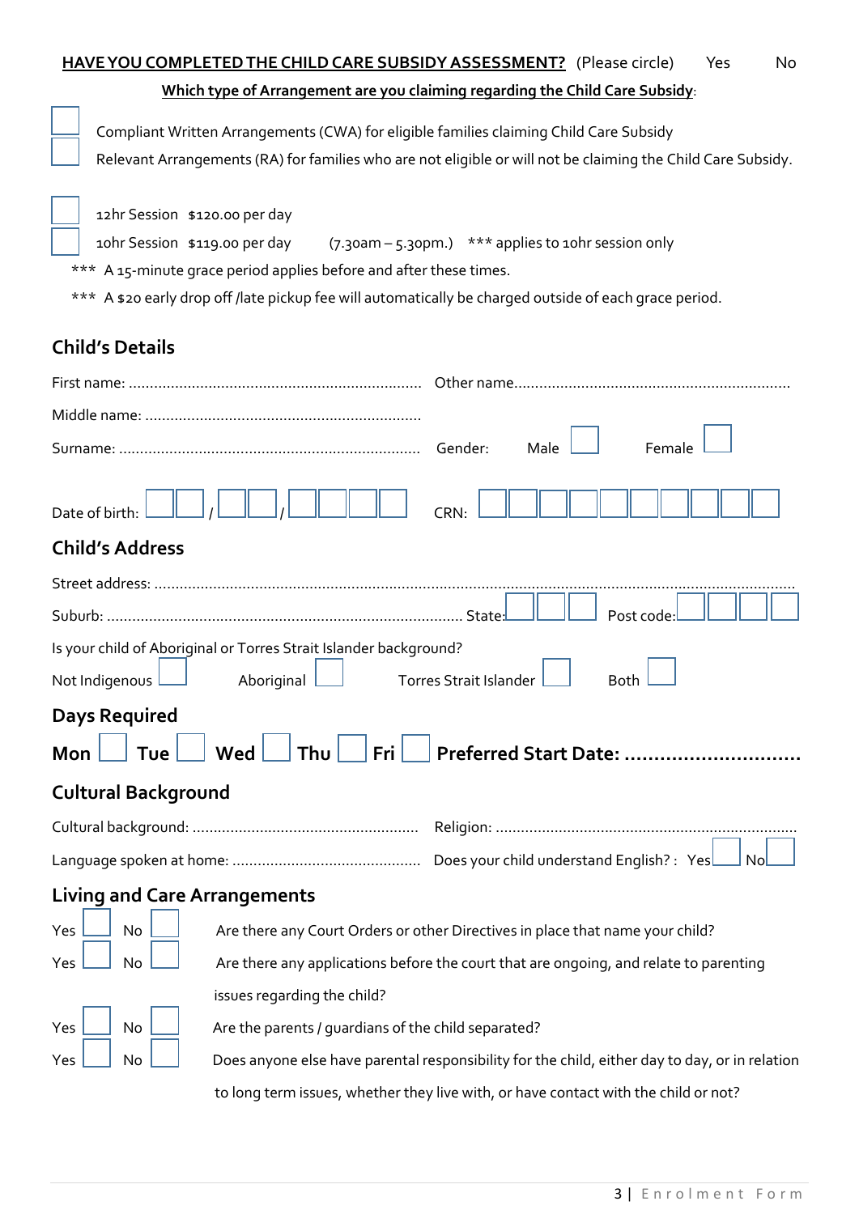**HAVE YOU COMPLETED THE CHILD CARE SUBSIDY ASSESSMENT?** (Please circle) Yes No

**Which type of Arrangement are you claiming regarding the Child Care Subsidy**:

☐ Compliant Written Arrangements (CWA) for eligible families claiming Child Care Subsidy

☐ Relevant Arrangements (RA) for families who are not eligible or will not be claiming the Child Care Subsidy.

☐ 12hr Session $120.00 per day

☐ 10hr Session $119.00 per day (7.30am – 5.30pm.) *** applies to 10hr session only

*** A 15-minute grace period applies before and after these times.

*** A $20 early drop off /late pickup fee will automatically be charged outside of each grace period.

## Child's Details

First name: ............................................................ Other name.............................................................

Middle name: ............................................................

Surname: ............................................................ Gender: Male ☐ Female ☐

Date of birth: ☐☐ / ☐☐ / ☐☐☐☐ CRN: ☐☐☐☐☐☐☐☐☐☐

## Child's Address

Street address: ..............................................................................................................................

Suburb: .......................................................................... State: ☐☐☐ Post code: ☐☐☐☐

Is your child of Aboriginal or Torres Strait Islander background?

Not Indigenous ☐ Aboriginal ☐ Torres Strait Islander ☐ Both ☐

## Days Required

**Mon** ☐ **Tue** ☐ **Wed** ☐ **Thu** ☐ **Fri** ☐ **Preferred Start Date: ..............................**

## Cultural Background

Cultural background: ............................................................ Religion: ............................................................

Language spoken at home: ............................................ Does your child understand English? : Yes ☐ No ☐

## Living and Care Arrangements

Yes ☐ No ☐ Are there any Court Orders or other Directives in place that name your child?

Yes ☐ No ☐ Are there any applications before the court that are ongoing, and relate to parenting issues regarding the child?

Yes ☐ No ☐ Are the parents / guardians of the child separated?

Yes ☐ No ☐ Does anyone else have parental responsibility for the child, either day to day, or in relation to long term issues, whether they live with, or have contact with the child or not?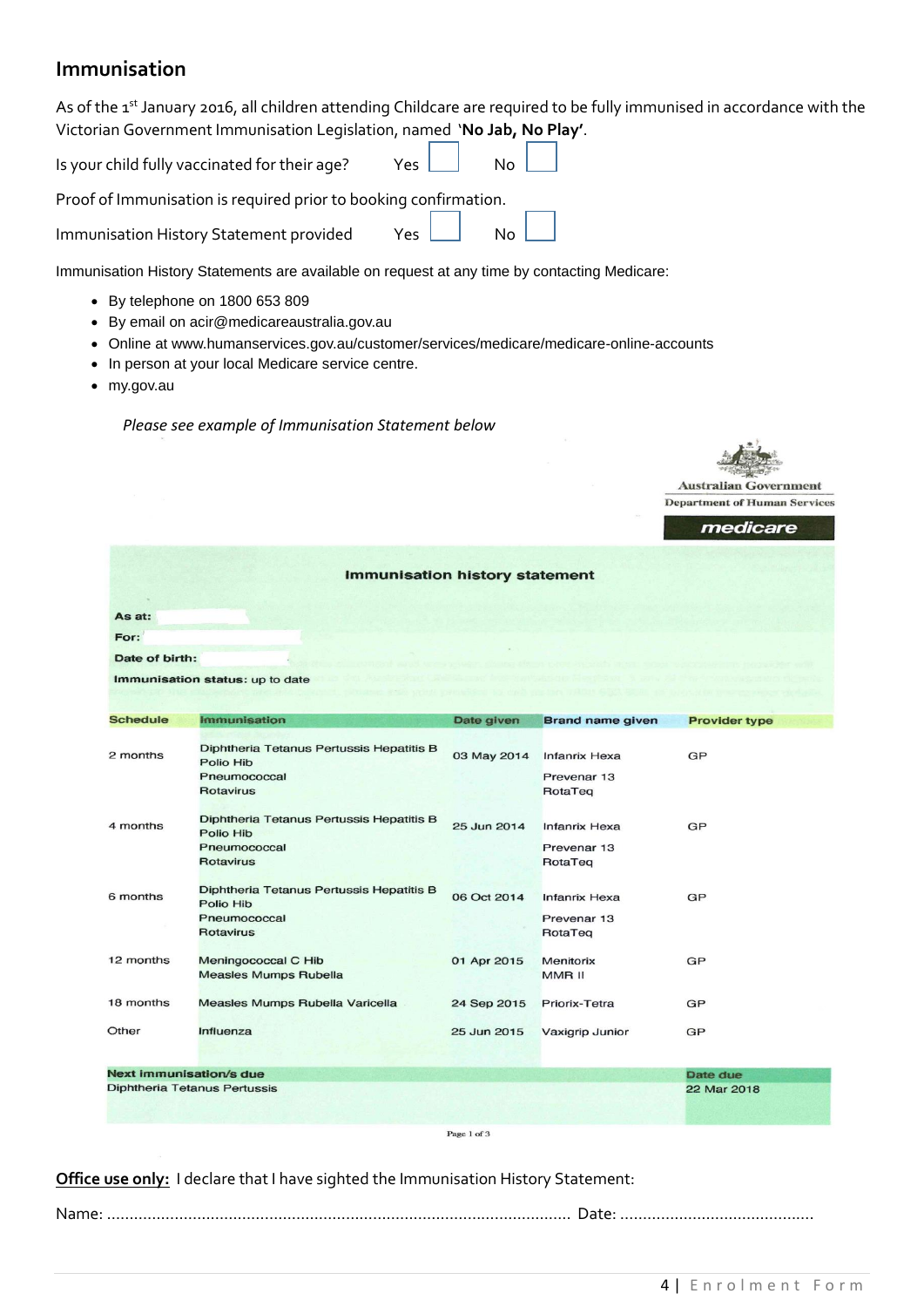## Immunisation

As of the 1st January 2016, all children attending Childcare are required to be fully immunised in accordance with the Victorian Government Immunisation Legislation, named '**No Jab, No Play'**.

Is your child fully vaccinated for their age? Yes ☐ No ☐

Proof of Immunisation is required prior to booking confirmation.

Immunisation History Statement provided Yes ☐ No ☐

Immunisation History Statements are available on request at any time by contacting Medicare:

- By telephone on 1800 653 809
- By email on acir@medicareaustralia.gov.au
- Online at www.humanservices.gov.au/customer/services/medicare/medicare-online-accounts
- In person at your local Medicare service centre.
- my.gov.au

*Please see example of Immunisation Statement below*

Australian Government
Department of Human Services
medicare

**Immunisation history statement**

**As at:**
**For:**
**Date of birth:**
**Immunisation status:** up to date

| Schedule | Immunisation | Date given | Brand name given | Provider type |
|---|---|---|---|---|
| 2 months | Diphtheria Tetanus Pertussis Hepatitis B Polio Hib<br>Pneumococcal<br>Rotavirus | 03 May 2014 | Infanrix Hexa<br>Prevenar 13<br>RotaTeq | GP |
| 4 months | Diphtheria Tetanus Pertussis Hepatitis B Polio Hib<br>Pneumococcal<br>Rotavirus | 25 Jun 2014 | Infanrix Hexa<br>Prevenar 13<br>RotaTeq | GP |
| 6 months | Diphtheria Tetanus Pertussis Hepatitis B Polio Hib<br>Pneumococcal<br>Rotavirus | 06 Oct 2014 | Infanrix Hexa<br>Prevenar 13<br>RotaTeq | GP |
| 12 months | Meningococcal C Hib<br>Measles Mumps Rubella | 01 Apr 2015 | Menitorix<br>MMR II | GP |
| 18 months | Measles Mumps Rubella Varicella | 24 Sep 2015 | Priorix-Tetra | GP |
| Other | Influenza | 25 Jun 2015 | Vaxigrip Junior | GP |

| Next immunisation/s due | Date due |
|---|---|
| Diphtheria Tetanus Pertussis | 22 Mar 2018 |

Page 1 of 3

**Office use only:** I declare that I have sighted the Immunisation History Statement:

Name: ........................................................................................................ Date: ...........................................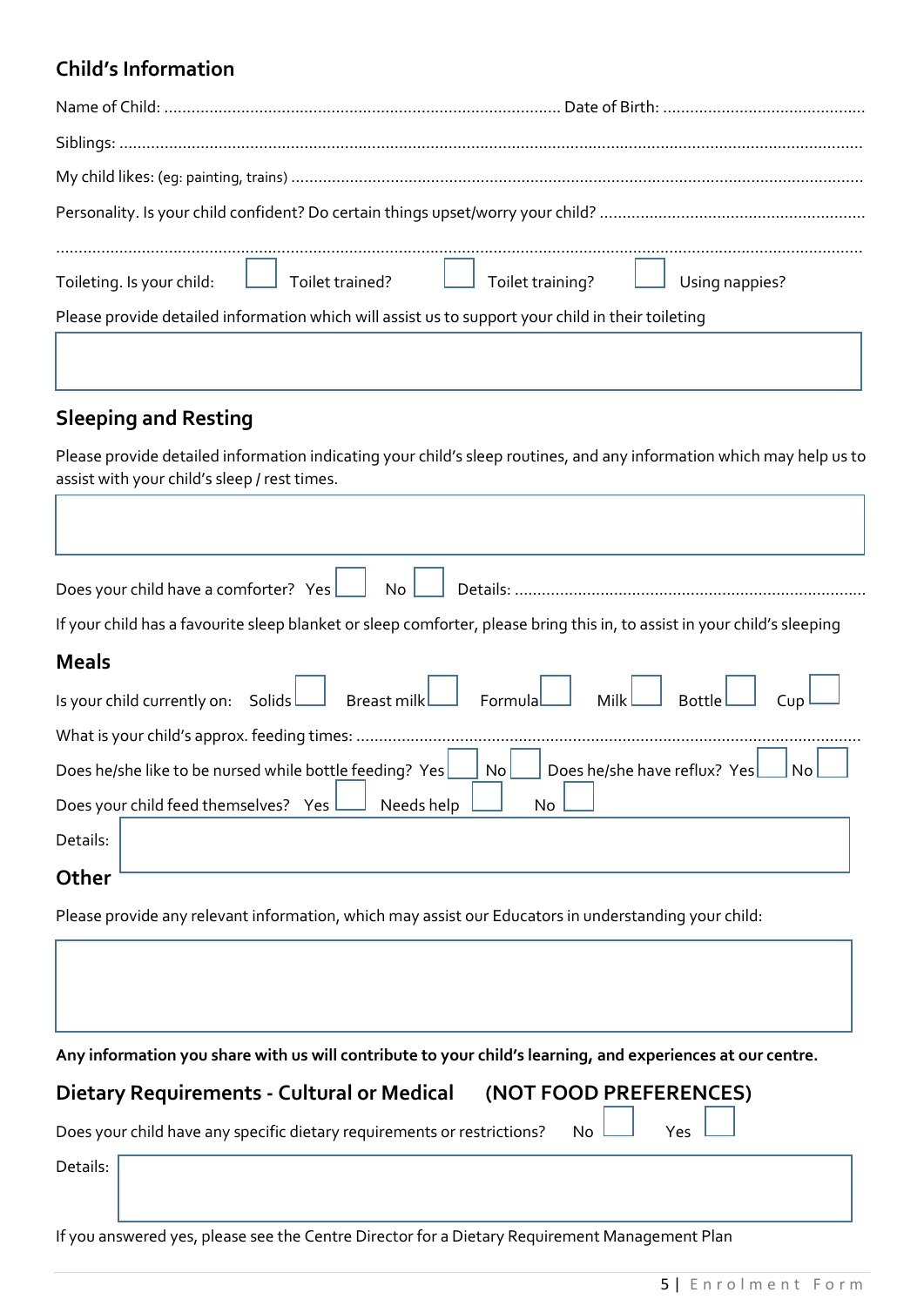## Child's Information

Name of Child: ............................................................................................ Date of Birth: ............................................

Siblings: ......................................................................................................................................................................

My child likes: (eg: painting, trains) ..............................................................................................................................

Personality. Is your child confident? Do certain things upset/worry your child? ..........................................................

.........................................................................................................................................................................................

Toileting. Is your child: ☐ Toilet trained? ☐ Toilet training? ☐ Using nappies?

Please provide detailed information which will assist us to support your child in their toileting

☐

## Sleeping and Resting

Please provide detailed information indicating your child's sleep routines, and any information which may help us to assist with your child's sleep / rest times.

☐

Does your child have a comforter? Yes ☐ No ☐ Details: .............................................................................

If your child has a favourite sleep blanket or sleep comforter, please bring this in, to assist in your child's sleeping

## Meals

Is your child currently on: Solids ☐ Breast milk ☐ Formula ☐ Milk ☐ Bottle ☐ Cup ☐

What is your child's approx. feeding times: ..............................................................................................................

Does he/she like to be nursed while bottle feeding? Yes ☐ No ☐ Does he/she have reflux? Yes ☐ No ☐

Does your child feed themselves? Yes ☐ Needs help ☐ No ☐

Details: ☐

## Other

Please provide any relevant information, which may assist our Educators in understanding your child:

☐

**Any information you share with us will contribute to your child's learning, and experiences at our centre.**

## Dietary Requirements - Cultural or Medical (NOT FOOD PREFERENCES)

Does your child have any specific dietary requirements or restrictions? No ☐ Yes ☐

Details: ☐

If you answered yes, please see the Centre Director for a Dietary Requirement Management Plan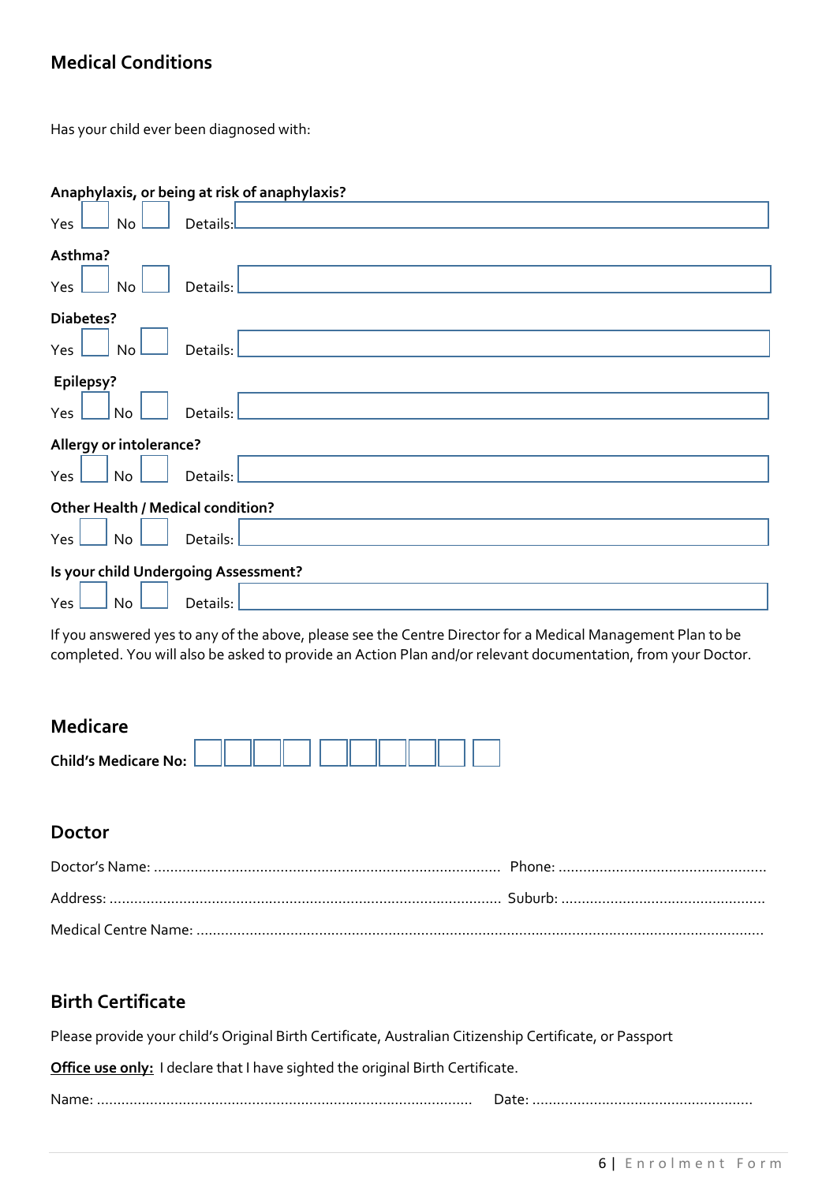## Medical Conditions

Has your child ever been diagnosed with:

**Anaphylaxis, or being at risk of anaphylaxis?**

Yes ☐ No ☐ Details: \_\_\_\_\_\_\_\_\_\_

**Asthma?**

Yes ☐ No ☐ Details: \_\_\_\_\_\_\_\_\_\_

**Diabetes?**

Yes ☐ No ☐ Details: \_\_\_\_\_\_\_\_\_\_

**Epilepsy?**

Yes ☐ No ☐ Details: \_\_\_\_\_\_\_\_\_\_

**Allergy or intolerance?**

Yes ☐ No ☐ Details: \_\_\_\_\_\_\_\_\_\_

**Other Health / Medical condition?**

Yes ☐ No ☐ Details: \_\_\_\_\_\_\_\_\_\_

**Is your child Undergoing Assessment?**

Yes ☐ No ☐ Details: \_\_\_\_\_\_\_\_\_\_

If you answered yes to any of the above, please see the Centre Director for a Medical Management Plan to be completed. You will also be asked to provide an Action Plan and/or relevant documentation, from your Doctor.

## Medicare

**Child's Medicare No:** ☐☐☐☐ ☐☐☐☐☐ ☐

## Doctor

Doctor's Name: ............................................................ Phone: ..............................................

Address: ............................................................ Suburb: ..............................................

Medical Centre Name: ........................................................................................................

## Birth Certificate

Please provide your child's Original Birth Certificate, Australian Citizenship Certificate, or Passport

**<u>Office use only:</u>** I declare that I have sighted the original Birth Certificate.

Name: ............................................................ Date: ..............................................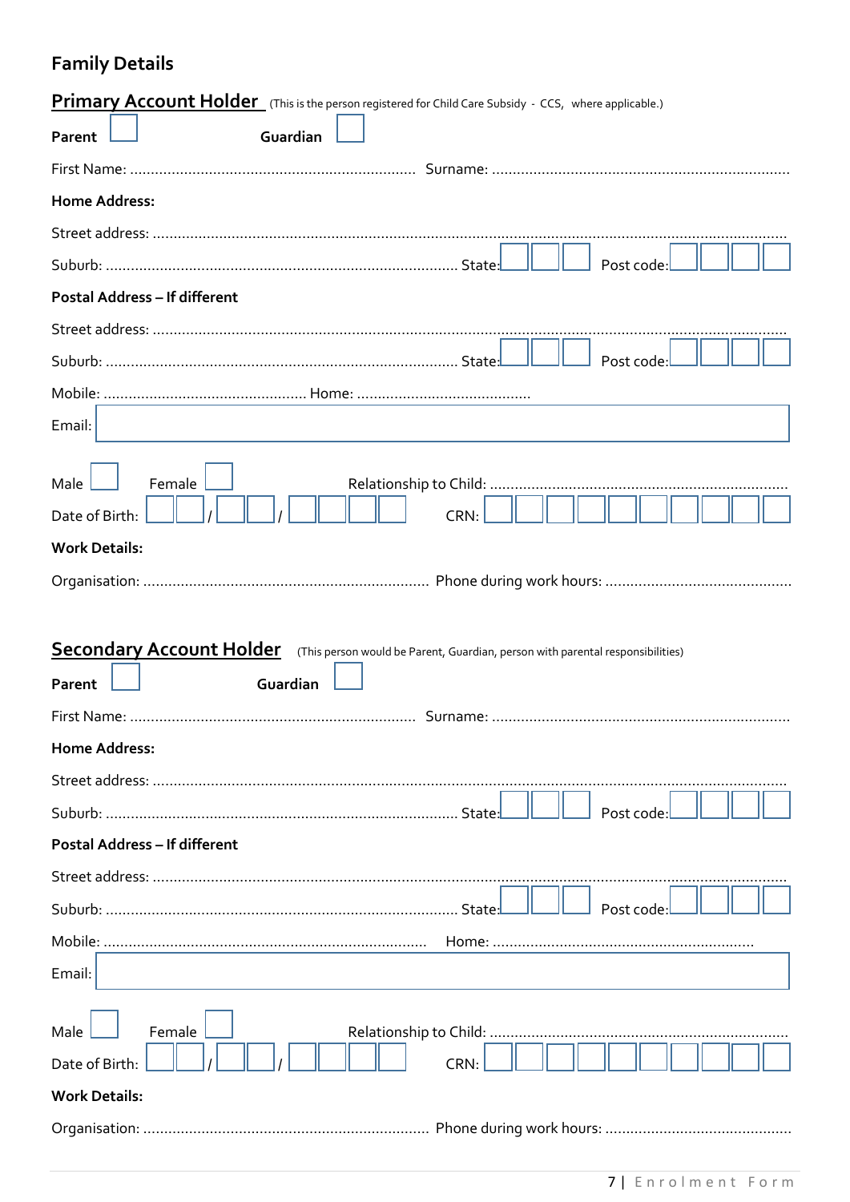# Family Details

## Primary Account Holder (This is the person registered for Child Care Subsidy - CCS, where applicable.)

**Parent** ☐ **Guardian** ☐

First Name: ................................................................... Surname: ......................................................................

**Home Address:**

Street address: ..........................................................................................................................................................

Suburb: .................................................................................... State: ☐☐☐ Post code: ☐☐☐☐

**Postal Address – If different**

Street address: ..........................................................................................................................................................

Suburb: .................................................................................... State: ☐☐☐ Post code: ☐☐☐☐

Mobile: ................................................ Home: .........................................

Email: ☐

Male ☐ Female ☐ Relationship to Child: .......................................................................

Date of Birth: ☐☐ / ☐☐ / ☐☐☐☐ CRN: ☐☐☐☐☐☐☐☐☐☐

**Work Details:**

Organisation: ................................................................... Phone during work hours: ............................................

## Secondary Account Holder (This person would be Parent, Guardian, person with parental responsibilities)

**Parent** ☐ **Guardian** ☐

First Name: ................................................................... Surname: ......................................................................

**Home Address:**

Street address: ..........................................................................................................................................................

Suburb: .................................................................................... State: ☐☐☐ Post code: ☐☐☐☐

**Postal Address – If different**

Street address: ..........................................................................................................................................................

Suburb: .................................................................................... State: ☐☐☐ Post code: ☐☐☐☐

Mobile: ........................................................................... Home: ..............................................................

Email: ☐

Male ☐ Female ☐ Relationship to Child: .......................................................................

Date of Birth: ☐☐ / ☐☐ / ☐☐☐☐ CRN: ☐☐☐☐☐☐☐☐☐☐

**Work Details:**

Organisation: ................................................................... Phone during work hours: ............................................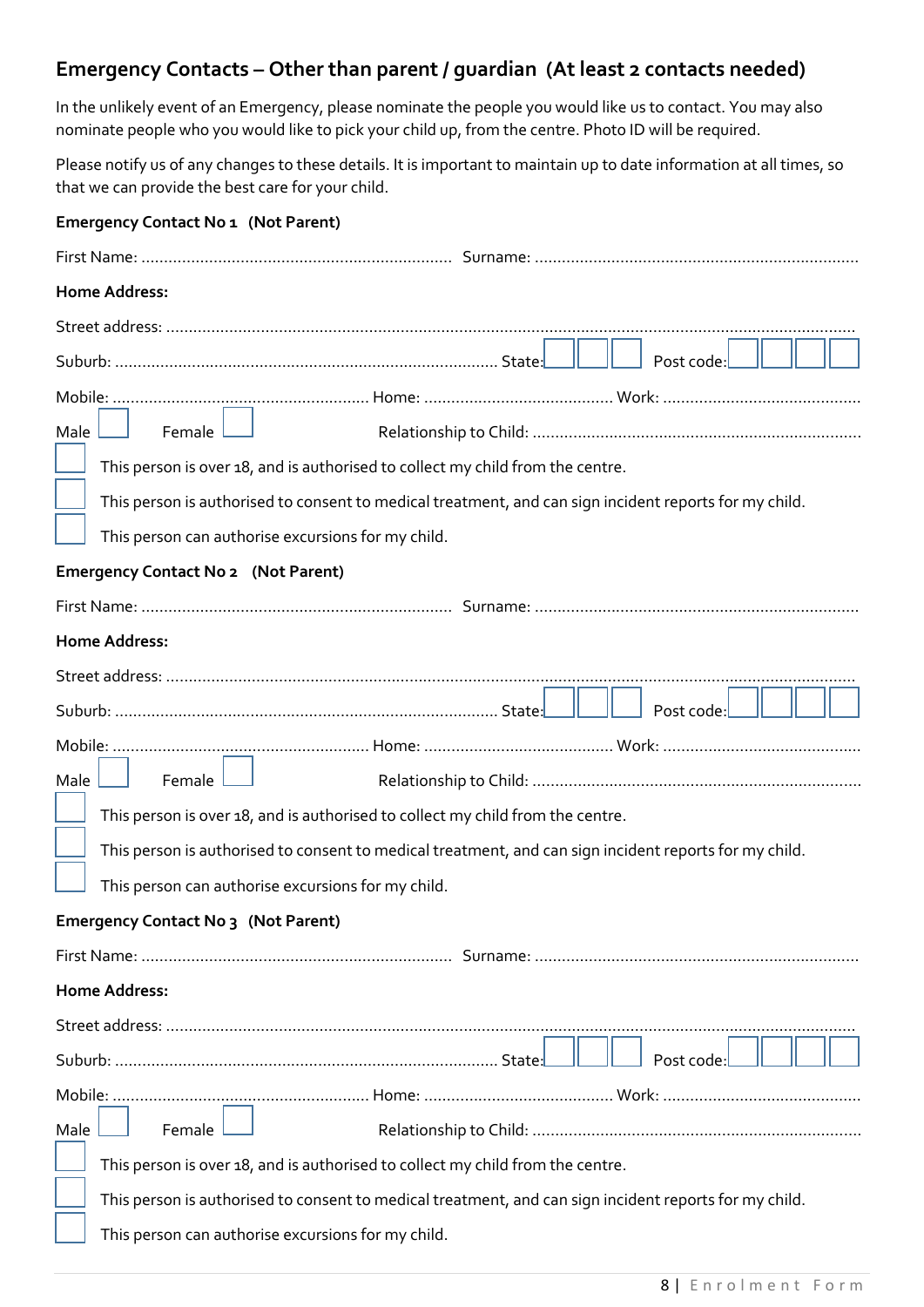## Emergency Contacts – Other than parent / guardian (At least 2 contacts needed)

In the unlikely event of an Emergency, please nominate the people you would like us to contact. You may also nominate people who you would like to pick your child up, from the centre. Photo ID will be required.

Please notify us of any changes to these details. It is important to maintain up to date information at all times, so that we can provide the best care for your child.

**Emergency Contact No 1 (Not Parent)**

First Name: ........................................................................ Surname: ..........................................................................

**Home Address:**

Street address: ..............................................................................................................................................................

Suburb: .......................................................................................... State: ☐☐☐ Post code: ☐☐☐☐

Mobile: ........................................................ Home: .......................................... Work: ...........................................

Male ☐ Female ☐ Relationship to Child: ........................................................................

☐ This person is over 18, and is authorised to collect my child from the centre.

☐ This person is authorised to consent to medical treatment, and can sign incident reports for my child.

☐ This person can authorise excursions for my child.

**Emergency Contact No 2 (Not Parent)**

First Name: ........................................................................ Surname: ..........................................................................

**Home Address:**

Street address: ..............................................................................................................................................................

Suburb: .......................................................................................... State: ☐☐☐ Post code: ☐☐☐☐

Mobile: ........................................................ Home: .......................................... Work: ...........................................

Male ☐ Female ☐ Relationship to Child: ........................................................................

☐ This person is over 18, and is authorised to collect my child from the centre.

☐ This person is authorised to consent to medical treatment, and can sign incident reports for my child.

☐ This person can authorise excursions for my child.

**Emergency Contact No 3 (Not Parent)**

First Name: ........................................................................ Surname: ..........................................................................

**Home Address:**

Street address: ..............................................................................................................................................................

Suburb: .......................................................................................... State: ☐☐☐ Post code: ☐☐☐☐

Mobile: ........................................................ Home: .......................................... Work: ...........................................

Male ☐ Female ☐ Relationship to Child: ........................................................................

☐ This person is over 18, and is authorised to collect my child from the centre.

☐ This person is authorised to consent to medical treatment, and can sign incident reports for my child.

☐ This person can authorise excursions for my child.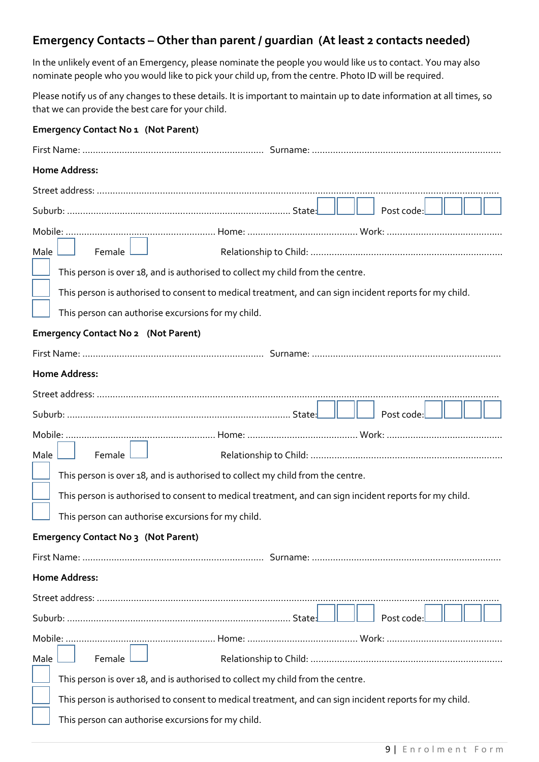## Emergency Contacts – Other than parent / guardian (At least 2 contacts needed)

In the unlikely event of an Emergency, please nominate the people you would like us to contact. You may also nominate people who you would like to pick your child up, from the centre. Photo ID will be required.

Please notify us of any changes to these details. It is important to maintain up to date information at all times, so that we can provide the best care for your child.

### Emergency Contact No 1 (Not Parent)

First Name: ..................................................................... Surname: .........................................................................

**Home Address:**

Street address: ..........................................................................................................................................................

Suburb: ..................................................................................... State: ☐☐☐ Post code: ☐☐☐☐

Mobile: .......................................................... Home: ........................................... Work: ............................................

Male ☐ Female ☐ Relationship to Child: .........................................................................

☐ This person is over 18, and is authorised to collect my child from the centre.

☐ This person is authorised to consent to medical treatment, and can sign incident reports for my child.

☐ This person can authorise excursions for my child.

### Emergency Contact No 2 (Not Parent)

First Name: ..................................................................... Surname: .........................................................................

**Home Address:**

Street address: ..........................................................................................................................................................

Suburb: ..................................................................................... State: ☐☐☐ Post code: ☐☐☐☐

Mobile: .......................................................... Home: ........................................... Work: ............................................

Male ☐ Female ☐ Relationship to Child: .........................................................................

☐ This person is over 18, and is authorised to collect my child from the centre.

☐ This person is authorised to consent to medical treatment, and can sign incident reports for my child.

☐ This person can authorise excursions for my child.

### Emergency Contact No 3 (Not Parent)

First Name: ..................................................................... Surname: .........................................................................

**Home Address:**

Street address: ..........................................................................................................................................................

Suburb: ..................................................................................... State: ☐☐☐ Post code: ☐☐☐☐

Mobile: .......................................................... Home: ........................................... Work: ............................................

Male ☐ Female ☐ Relationship to Child: .........................................................................

☐ This person is over 18, and is authorised to collect my child from the centre.

☐ This person is authorised to consent to medical treatment, and can sign incident reports for my child.

☐ This person can authorise excursions for my child.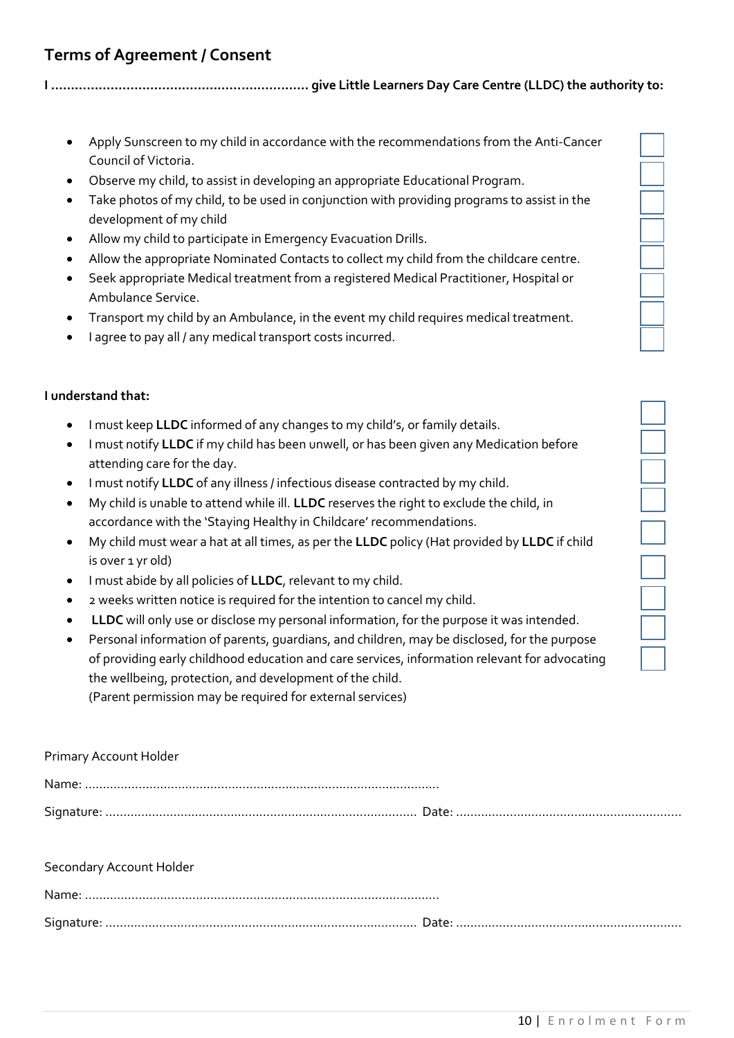## Terms of Agreement / Consent

**I .................................................................. give Little Learners Day Care Centre (LLDC) the authority to:**

- Apply Sunscreen to my child in accordance with the recommendations from the Anti-Cancer Council of Victoria. ☐
- Observe my child, to assist in developing an appropriate Educational Program. ☐
- Take photos of my child, to be used in conjunction with providing programs to assist in the development of my child ☐
- Allow my child to participate in Emergency Evacuation Drills. ☐
- Allow the appropriate Nominated Contacts to collect my child from the childcare centre. ☐
- Seek appropriate Medical treatment from a registered Medical Practitioner, Hospital or Ambulance Service. ☐
- Transport my child by an Ambulance, in the event my child requires medical treatment. ☐
- I agree to pay all / any medical transport costs incurred. ☐

**I understand that:**

- I must keep **LLDC** informed of any changes to my child's, or family details. ☐
- I must notify **LLDC** if my child has been unwell, or has been given any Medication before attending care for the day. ☐
- I must notify **LLDC** of any illness / infectious disease contracted by my child. ☐
- My child is unable to attend while ill. **LLDC** reserves the right to exclude the child, in accordance with the 'Staying Healthy in Childcare' recommendations. ☐
- My child must wear a hat at all times, as per the **LLDC** policy (Hat provided by **LLDC** if child is over 1 yr old) ☐
- I must abide by all policies of **LLDC**, relevant to my child. ☐
- 2 weeks written notice is required for the intention to cancel my child. ☐
- **LLDC** will only use or disclose my personal information, for the purpose it was intended. ☐
- Personal information of parents, guardians, and children, may be disclosed, for the purpose of providing early childhood education and care services, information relevant for advocating the wellbeing, protection, and development of the child. ☐
  (Parent permission may be required for external services)

Primary Account Holder

Name: ..................................................................................................

Signature: ...................................................................................... Date: ..............................................................

Secondary Account Holder

Name: ..................................................................................................

Signature: ...................................................................................... Date: ..............................................................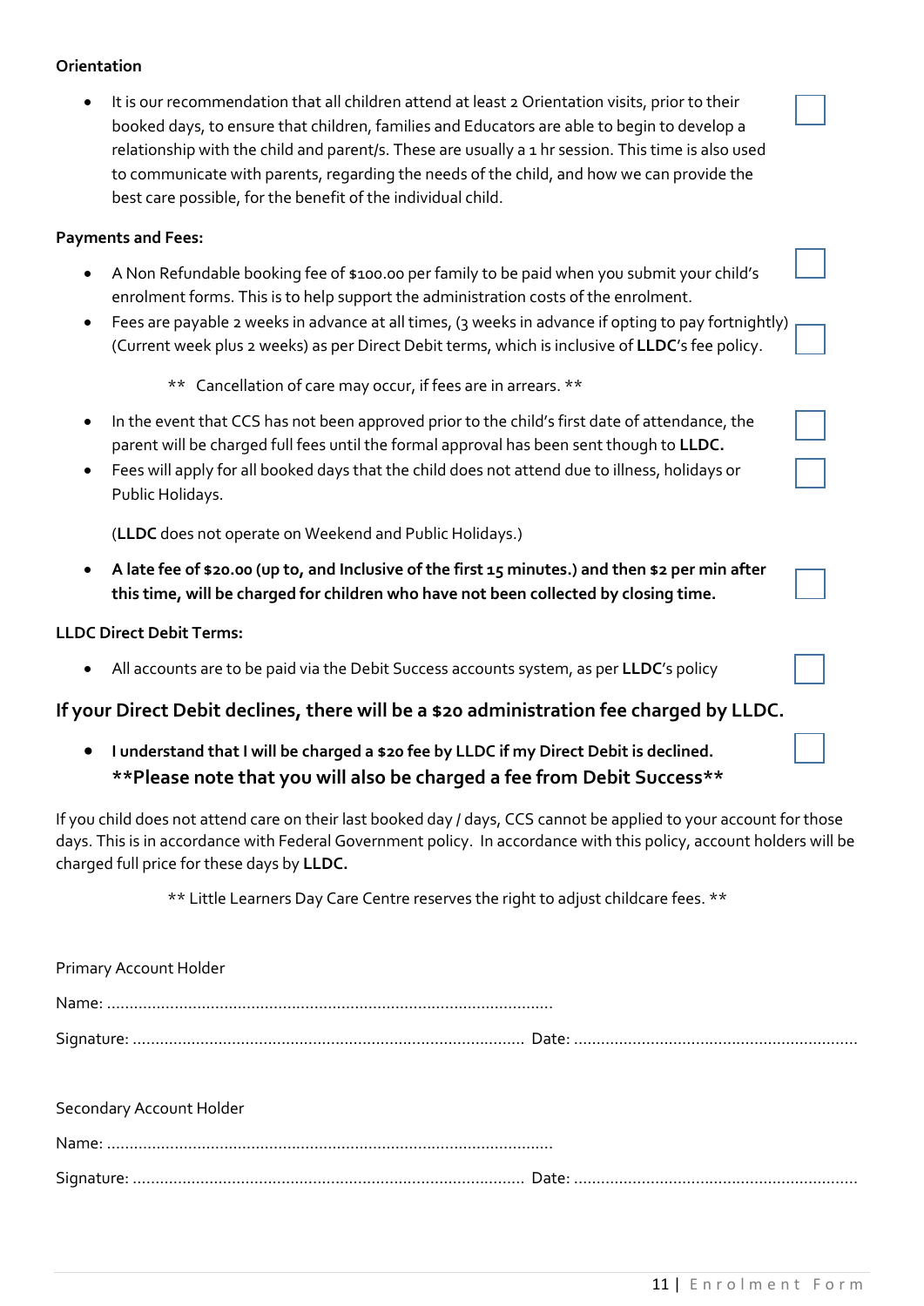**Orientation**

- It is our recommendation that all children attend at least 2 Orientation visits, prior to their booked days, to ensure that children, families and Educators are able to begin to develop a relationship with the child and parent/s. These are usually a 1 hr session. This time is also used to communicate with parents, regarding the needs of the child, and how we can provide the best care possible, for the benefit of the individual child. ☐

**Payments and Fees:**

- A Non Refundable booking fee of $100.00 per family to be paid when you submit your child's enrolment forms. This is to help support the administration costs of the enrolment. ☐
- Fees are payable 2 weeks in advance at all times, (3 weeks in advance if opting to pay fortnightly) (Current week plus 2 weeks) as per Direct Debit terms, which is inclusive of **LLDC**'s fee policy. ☐

  ** Cancellation of care may occur, if fees are in arrears. **

- In the event that CCS has not been approved prior to the child's first date of attendance, the parent will be charged full fees until the formal approval has been sent though to **LLDC.** ☐
- Fees will apply for all booked days that the child does not attend due to illness, holidays or Public Holidays. ☐

  (**LLDC** does not operate on Weekend and Public Holidays.)

- **A late fee of $20.00 (up to, and Inclusive of the first 15 minutes.) and then $2 per min after this time, will be charged for children who have not been collected by closing time.** ☐

**LLDC Direct Debit Terms:**

- All accounts are to be paid via the Debit Success accounts system, as per **LLDC**'s policy ☐

**If your Direct Debit declines, there will be a $20 administration fee charged by LLDC.**

- **I understand that I will be charged a $20 fee by LLDC if my Direct Debit is declined.** ☐
  ****Please note that you will also be charged a fee from Debit Success****

If you child does not attend care on their last booked day / days, CCS cannot be applied to your account for those days. This is in accordance with Federal Government policy. In accordance with this policy, account holders will be charged full price for these days by **LLDC.**

** Little Learners Day Care Centre reserves the right to adjust childcare fees. **

Primary Account Holder

Name: ..................................................................................................

Signature: ...................................................................................... Date: ..............................................................

Secondary Account Holder

Name: ..................................................................................................

Signature: ...................................................................................... Date: ..............................................................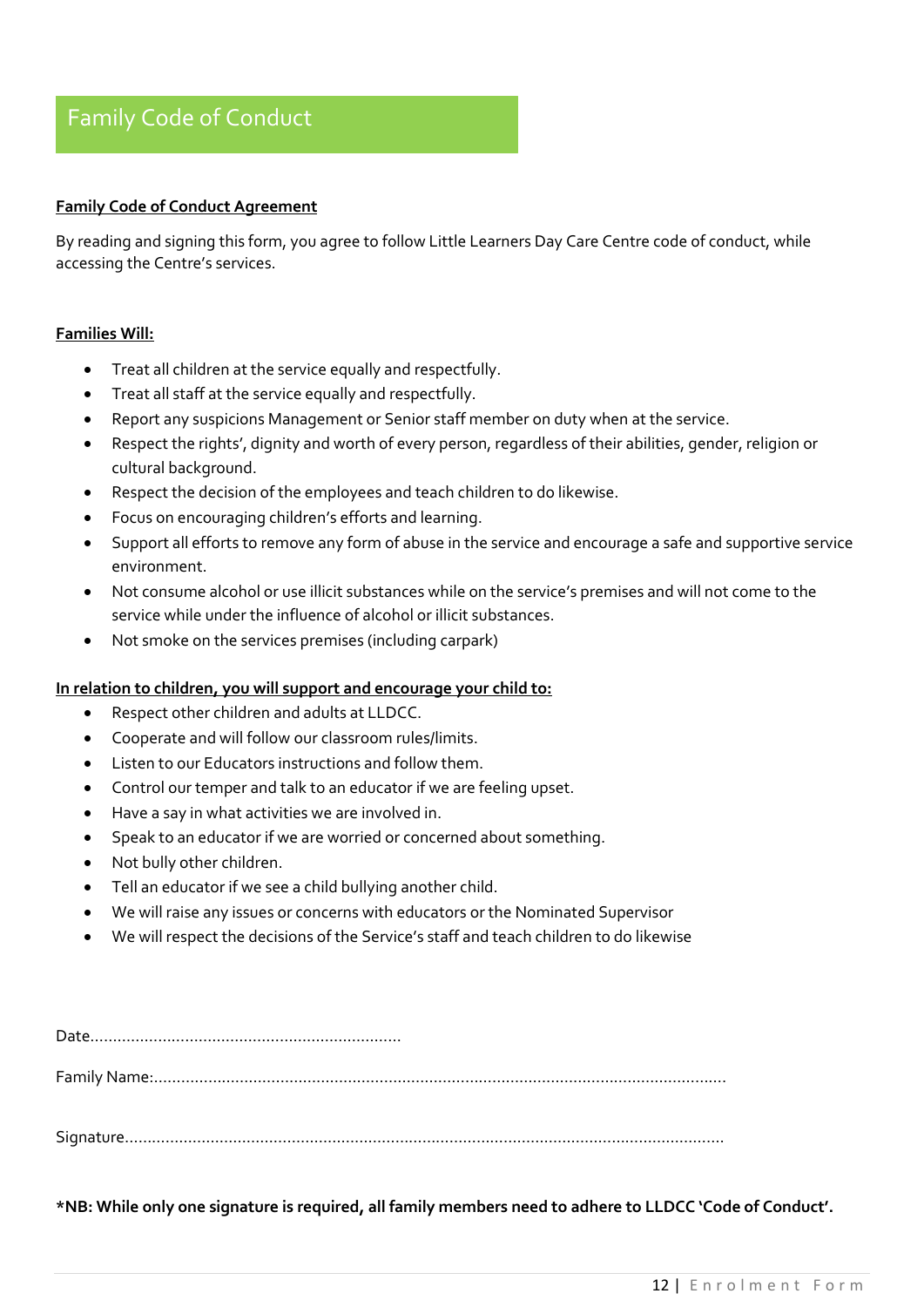# Family Code of Conduct

**Family Code of Conduct Agreement**

By reading and signing this form, you agree to follow Little Learners Day Care Centre code of conduct, while accessing the Centre's services.

**Families Will:**

- Treat all children at the service equally and respectfully.
- Treat all staff at the service equally and respectfully.
- Report any suspicions Management or Senior staff member on duty when at the service.
- Respect the rights', dignity and worth of every person, regardless of their abilities, gender, religion or cultural background.
- Respect the decision of the employees and teach children to do likewise.
- Focus on encouraging children's efforts and learning.
- Support all efforts to remove any form of abuse in the service and encourage a safe and supportive service environment.
- Not consume alcohol or use illicit substances while on the service's premises and will not come to the service while under the influence of alcohol or illicit substances.
- Not smoke on the services premises (including carpark)

**In relation to children, you will support and encourage your child to:**

- Respect other children and adults at LLDCC.
- Cooperate and will follow our classroom rules/limits.
- Listen to our Educators instructions and follow them.
- Control our temper and talk to an educator if we are feeling upset.
- Have a say in what activities we are involved in.
- Speak to an educator if we are worried or concerned about something.
- Not bully other children.
- Tell an educator if we see a child bullying another child.
- We will raise any issues or concerns with educators or the Nominated Supervisor
- We will respect the decisions of the Service's staff and teach children to do likewise

Date……………………………………………………………

Family Name:……………………………………………………………………………………………………………

Signature………………………………………………………………………………………………………………

**\*NB: While only one signature is required, all family members need to adhere to LLDCC 'Code of Conduct'.**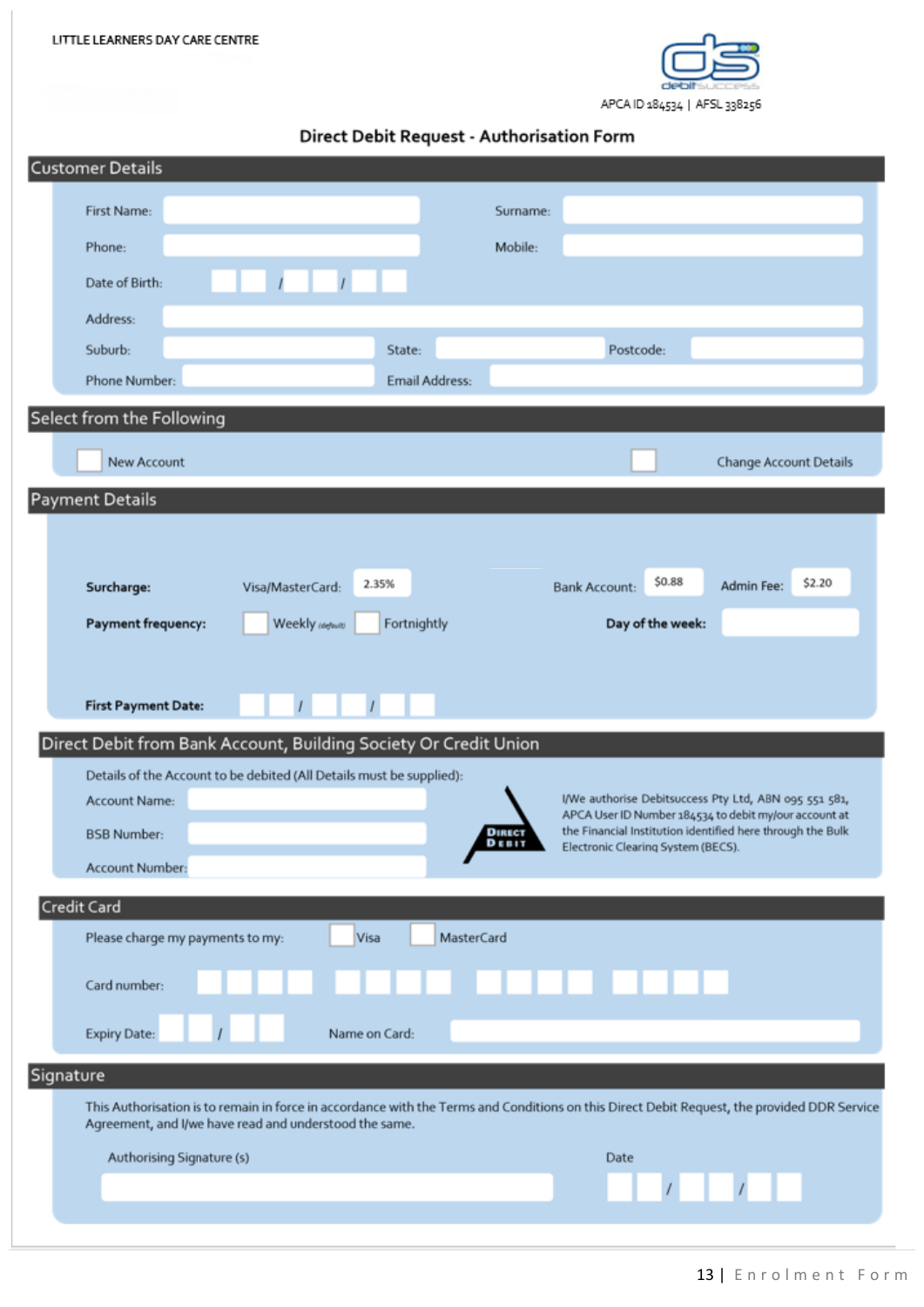LITTLE LEARNERS DAY CARE CENTRE

APCA ID 184534 | AFSL 338256

# Direct Debit Request - Authorisation Form

## Customer Details

First Name: ______ Surname: ______

Phone: ______ Mobile: ______

Date of Birth: __ __ / __ __ / __ __

Address: ______

Suburb: ______ State: ______ Postcode: ______

Phone Number: ______ Email Address: ______

## Select from the Following

☐ New Account ☐ Change Account Details

## Payment Details

**Surcharge:** Visa/MasterCard: 2.35% Bank Account: $0.88 Admin Fee: $2.20

**Payment frequency:** ☐ Weekly (default) ☐ Fortnightly **Day of the week:** ______

**First Payment Date:** __ __ / __ __ / __ __

## Direct Debit from Bank Account, Building Society Or Credit Union

Details of the Account to be debited (All Details must be supplied):

Account Name: ______

BSB Number: ______

Account Number: ______

DIRECT DEBIT

I/We authorise Debitsuccess Pty Ltd, ABN 095 551 581, APCA User ID Number 184534 to debit my/our account at the Financial Institution identified here through the Bulk Electronic Clearing System (BECS).

## Credit Card

Please charge my payments to my: ☐ Visa ☐ MasterCard

Card number: __ __ __ __ __ __ __ __ __ __ __ __ __ __ __ __

Expiry Date: __ __ / __ __ Name on Card: ______

## Signature

This Authorisation is to remain in force in accordance with the Terms and Conditions on this Direct Debit Request, the provided DDR Service Agreement, and I/we have read and understood the same.

Authorising Signature (s) ______ Date __ __ / __ __ / __ __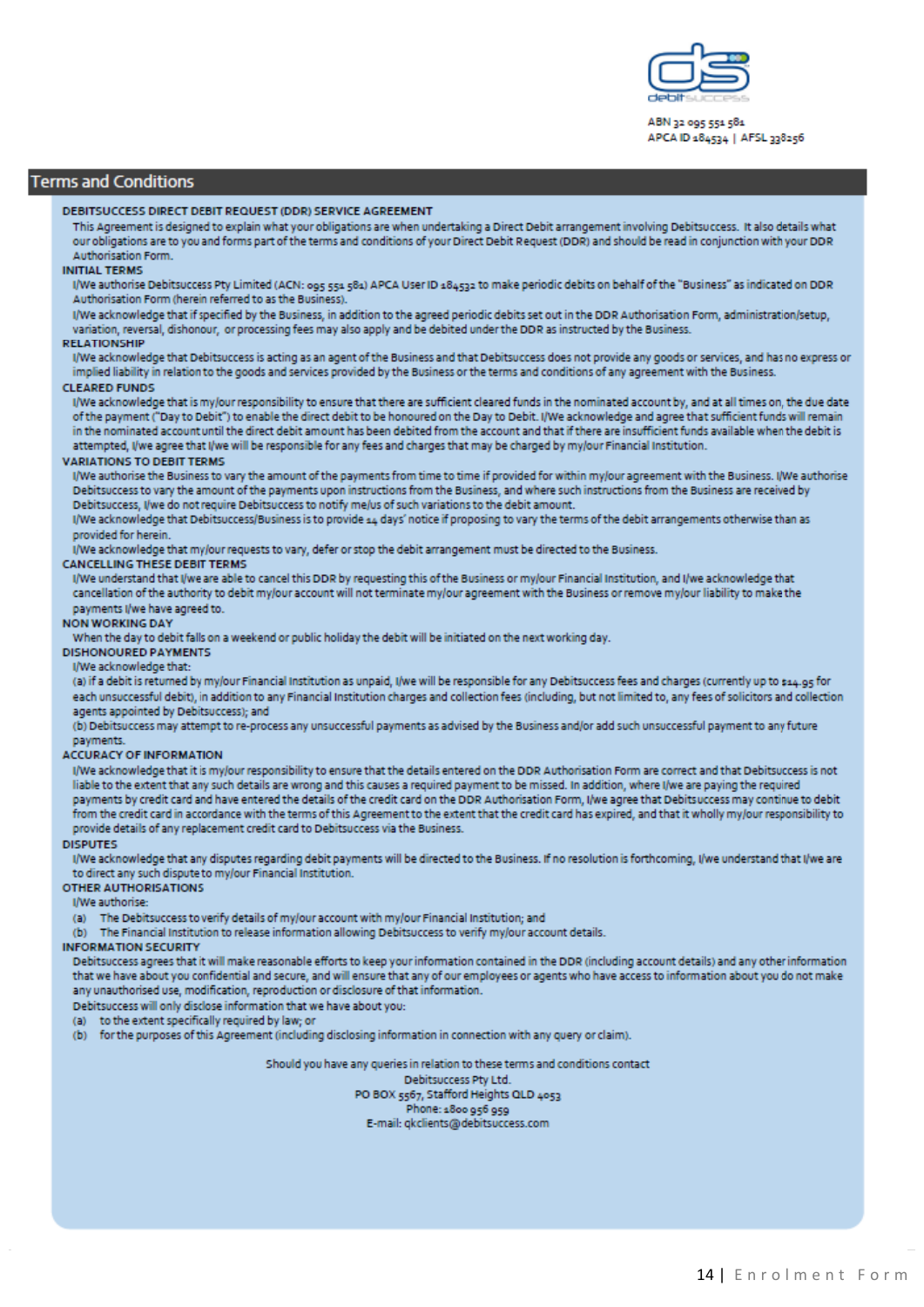ABN 32 095 551 581
APCA ID 184534 | AFSL 338256

## Terms and Conditions

### DEBITSUCCESS DIRECT DEBIT REQUEST (DDR) SERVICE AGREEMENT

This Agreement is designed to explain what your obligations are when undertaking a Direct Debit arrangement involving Debitsuccess. It also details what our obligations are to you and forms part of the terms and conditions of your Direct Debit Request (DDR) and should be read in conjunction with your DDR Authorisation Form.

**INITIAL TERMS**

I/We authorise Debitsuccess Pty Limited (ACN: 095 551 581) APCA User ID 184532 to make periodic debits on behalf of the "Business" as indicated on DDR Authorisation Form (herein referred to as the Business).

I/We acknowledge that if specified by the Business, in addition to the agreed periodic debits set out in the DDR Authorisation Form, administration/setup, variation, reversal, dishonour, or processing fees may also apply and be debited under the DDR as instructed by the Business.

**RELATIONSHIP**

I/We acknowledge that Debitsuccess is acting as an agent of the Business and that Debitsuccess does not provide any goods or services, and has no express or implied liability in relation to the goods and services provided by the Business or the terms and conditions of any agreement with the Business.

**CLEARED FUNDS**

I/We acknowledge that is my/our responsibility to ensure that there are sufficient cleared funds in the nominated account by, and at all times on, the due date of the payment ("Day to Debit") to enable the direct debit to be honoured on the Day to Debit. I/We acknowledge and agree that sufficient funds will remain in the nominated account until the direct debit amount has been debited from the account and that if there are insufficient funds available when the debit is attempted, I/we agree that I/we will be responsible for any fees and charges that may be charged by my/our Financial Institution.

**VARIATIONS TO DEBIT TERMS**

I/We authorise the Business to vary the amount of the payments from time to time if provided for within my/our agreement with the Business. I/We authorise Debitsuccess to vary the amount of the payments upon instructions from the Business, and where such instructions from the Business are received by Debitsuccess, I/we do not require Debitsuccess to notify me/us of such variations to the debit amount.

I/We acknowledge that Debitsuccess/Business is to provide 14 days' notice if proposing to vary the terms of the debit arrangements otherwise than as provided for herein.

I/We acknowledge that my/our requests to vary, defer or stop the debit arrangement must be directed to the Business.

**CANCELLING THESE DEBIT TERMS**

I/We understand that I/we are able to cancel this DDR by requesting this of the Business or my/our Financial Institution, and I/we acknowledge that cancellation of the authority to debit my/our account will not terminate my/our agreement with the Business or remove my/our liability to make the payments I/we have agreed to.

**NON WORKING DAY**

When the day to debit falls on a weekend or public holiday the debit will be initiated on the next working day.

**DISHONOURED PAYMENTS**

I/We acknowledge that:

(a) if a debit is returned by my/our Financial Institution as unpaid, I/we will be responsible for any Debitsuccess fees and charges (currently up to $14.95 for each unsuccessful debit), in addition to any Financial Institution charges and collection fees (including, but not limited to, any fees of solicitors and collection agents appointed by Debitsuccess); and

(b) Debitsuccess may attempt to re-process any unsuccessful payments as advised by the Business and/or add such unsuccessful payment to any future payments.

**ACCURACY OF INFORMATION**

I/We acknowledge that it is my/our responsibility to ensure that the details entered on the DDR Authorisation Form are correct and that Debitsuccess is not liable to the extent that any such details are wrong and this causes a required payment to be missed. In addition, where I/we are paying the required payments by credit card and have entered the details of the credit card on the DDR Authorisation Form, I/we agree that Debitsuccess may continue to debit from the credit card in accordance with the terms of this Agreement to the extent that the credit card has expired, and that it wholly my/our responsibility to provide details of any replacement credit card to Debitsuccess via the Business.

**DISPUTES**

I/We acknowledge that any disputes regarding debit payments will be directed to the Business. If no resolution is forthcoming, I/we understand that I/we are to direct any such dispute to my/our Financial Institution.

**OTHER AUTHORISATIONS**

I/We authorise:

(a) The Debitsuccess to verify details of my/our account with my/our Financial Institution; and

(b) The Financial Institution to release information allowing Debitsuccess to verify my/our account details.

**INFORMATION SECURITY**

Debitsuccess agrees that it will make reasonable efforts to keep your information contained in the DDR (including account details) and any other information that we have about you confidential and secure, and will ensure that any of our employees or agents who have access to information about you do not make any unauthorised use, modification, reproduction or disclosure of that information.

Debitsuccess will only disclose information that we have about you:

(a) to the extent specifically required by law; or

(b) for the purposes of this Agreement (including disclosing information in connection with any query or claim).

Should you have any queries in relation to these terms and conditions contact
Debitsuccess Pty Ltd.
PO BOX 5567, Stafford Heights QLD 4053
Phone: 1800 956 959
E-mail: qkclients@debitsuccess.com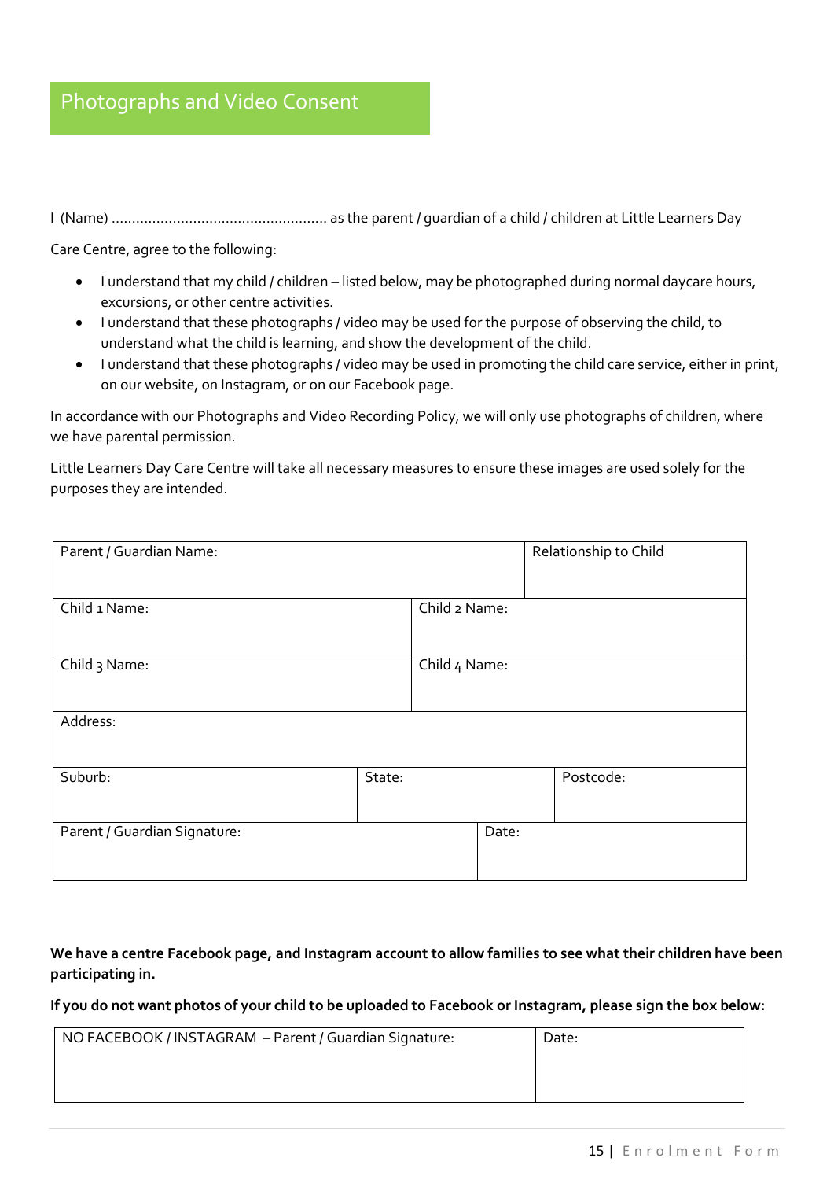## Photographs and Video Consent

I (Name) ..................................................... as the parent / guardian of a child / children at Little Learners Day Care Centre, agree to the following:

- I understand that my child / children – listed below, may be photographed during normal daycare hours, excursions, or other centre activities.
- I understand that these photographs / video may be used for the purpose of observing the child, to understand what the child is learning, and show the development of the child.
- I understand that these photographs / video may be used in promoting the child care service, either in print, on our website, on Instagram, or on our Facebook page.

In accordance with our Photographs and Video Recording Policy, we will only use photographs of children, where we have parental permission.

Little Learners Day Care Centre will take all necessary measures to ensure these images are used solely for the purposes they are intended.

| Parent / Guardian Name: | | Relationship to Child |
|---|---|---|
| Child 1 Name: | Child 2 Name: | |
| Child 3 Name: | Child 4 Name: | |
| Address: | | |
| Suburb: | State: | Postcode: |
| Parent / Guardian Signature: | Date: | |

**We have a centre Facebook page, and Instagram account to allow families to see what their children have been participating in.**

**If you do not want photos of your child to be uploaded to Facebook or Instagram, please sign the box below:**

| NO FACEBOOK / INSTAGRAM – Parent / Guardian Signature: | Date: |
|---|---|
| | |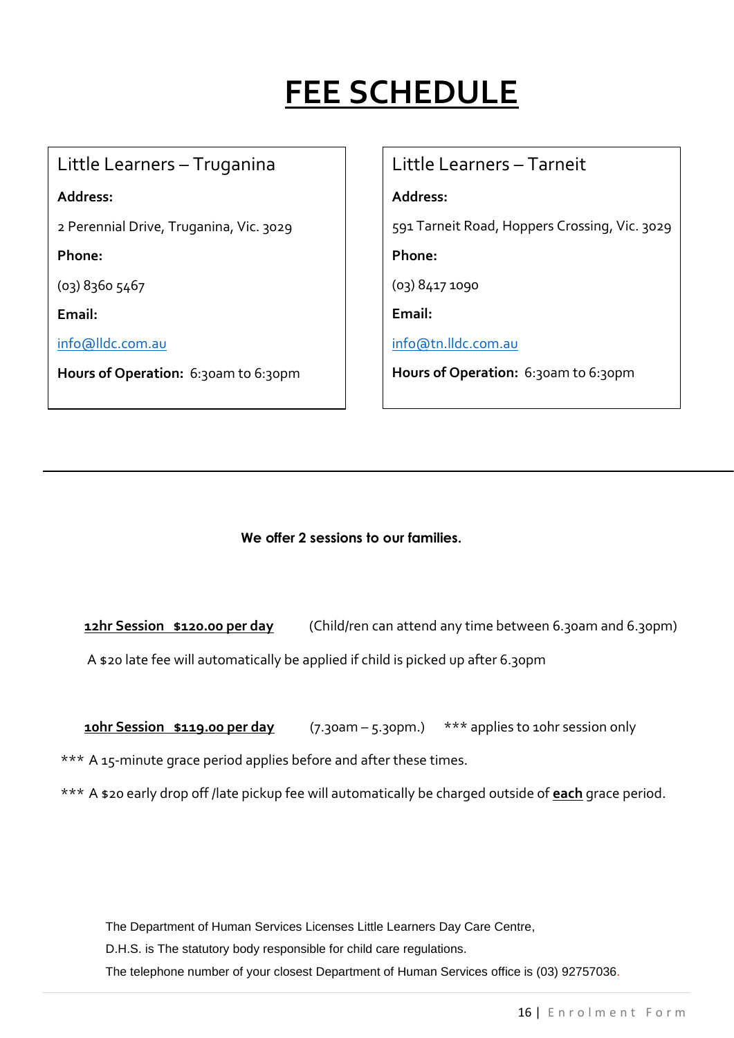# FEE SCHEDULE

| Little Learners – Truganina | Little Learners – Tarneit |
|---|---|
| **Address:** | **Address:** |
| 2 Perennial Drive, Truganina, Vic. 3029 | 591 Tarneit Road, Hoppers Crossing, Vic. 3029 |
| **Phone:** | **Phone:** |
| (03) 8360 5467 | (03) 8417 1090 |
| **Email:** | **Email:** |
| info@lldc.com.au | info@tn.lldc.com.au |
| **Hours of Operation:** 6:30am to 6:30pm | **Hours of Operation:** 6:30am to 6:30pm |

---

**We offer 2 sessions to our families.**

**12hr Session $120.00 per day** (Child/ren can attend any time between 6.30am and 6.30pm)

A $20 late fee will automatically be applied if child is picked up after 6.30pm

**10hr Session $119.00 per day** (7.30am – 5.30pm.) *** applies to 10hr session only

*** A 15-minute grace period applies before and after these times.

*** A $20 early drop off /late pickup fee will automatically be charged outside of **each** grace period.

The Department of Human Services Licenses Little Learners Day Care Centre,

D.H.S. is The statutory body responsible for child care regulations.

The telephone number of your closest Department of Human Services office is (03) 92757036.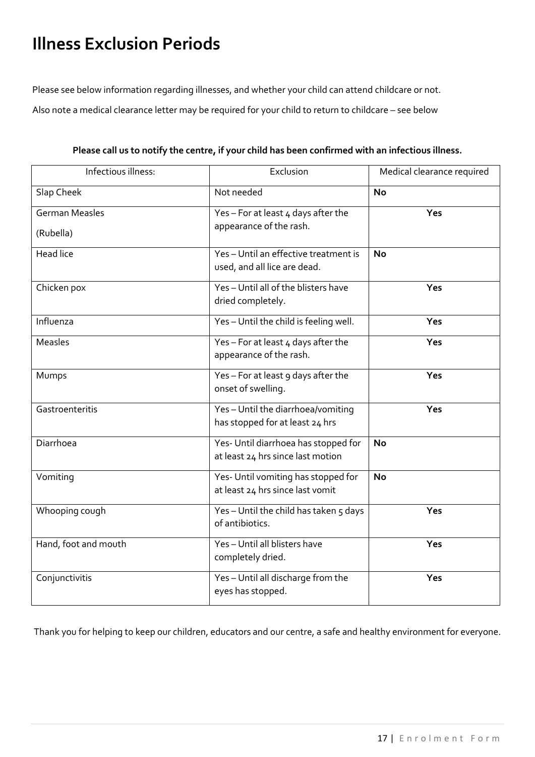# Illness Exclusion Periods

Please see below information regarding illnesses, and whether your child can attend childcare or not.

Also note a medical clearance letter may be required for your child to return to childcare – see below

**Please call us to notify the centre, if your child has been confirmed with an infectious illness.**

| Infectious illness: | Exclusion | Medical clearance required |
|---|---|---|
| Slap Cheek | Not needed | **No** |
| German Measles (Rubella) | Yes – For at least 4 days after the appearance of the rash. | **Yes** |
| Head lice | Yes – Until an effective treatment is used, and all lice are dead. | **No** |
| Chicken pox | Yes – Until all of the blisters have dried completely. | **Yes** |
| Influenza | Yes – Until the child is feeling well. | **Yes** |
| Measles | Yes – For at least 4 days after the appearance of the rash. | **Yes** |
| Mumps | Yes – For at least 9 days after the onset of swelling. | **Yes** |
| Gastroenteritis | Yes – Until the diarrhoea/vomiting has stopped for at least 24 hrs | **Yes** |
| Diarrhoea | Yes- Until diarrhoea has stopped for at least 24 hrs since last motion | **No** |
| Vomiting | Yes- Until vomiting has stopped for at least 24 hrs since last vomit | **No** |
| Whooping cough | Yes – Until the child has taken 5 days of antibiotics. | **Yes** |
| Hand, foot and mouth | Yes – Until all blisters have completely dried. | **Yes** |
| Conjunctivitis | Yes – Until all discharge from the eyes has stopped. | **Yes** |

Thank you for helping to keep our children, educators and our centre, a safe and healthy environment for everyone.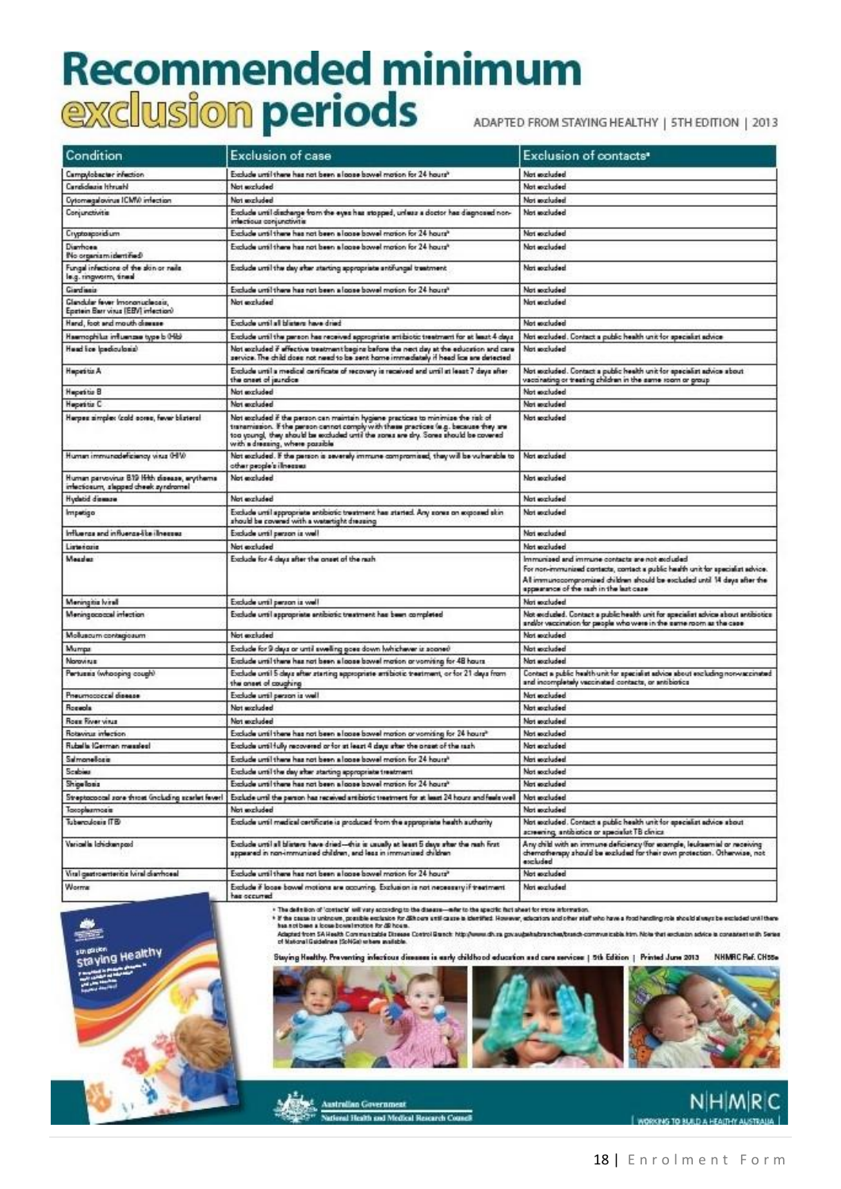# Recommended minimum exclusion periods

ADAPTED FROM STAYING HEALTHY | 5TH EDITION | 2013

| Condition | Exclusion of case | Exclusion of contacts[a] |
|---|---|---|
| Campylobacter infection | Exclude until there has not been a loose bowel motion for 24 hours[b] | Not excluded |
| Candidiasis (thrush) | Not excluded | Not excluded |
| Cytomegalovirus (CMV) infection | Not excluded | Not excluded |
| Conjunctivitis | Exclude until discharge from the eyes has stopped, unless a doctor has diagnosed non-infectious conjunctivitis | Not excluded |
| Cryptosporidium | Exclude until there has not been a loose bowel motion for 24 hours[b] | Not excluded |
| Diarrhoea (No organism identified) | Exclude until there has not been a loose bowel motion for 24 hours[b] | Not excluded |
| Fungal infections of the skin or nails (e.g. ringworm, tinea) | Exclude until the day after starting appropriate antifungal treatment | Not excluded |
| Giardiasis | Exclude until there has not been a loose bowel motion for 24 hours[b] | Not excluded |
| Glandular fever (mononucleosis, Epstein Barr virus [EBV] infection) | Not excluded | Not excluded |
| Hand, foot and mouth disease | Exclude until all blisters have dried | Not excluded |
| Haemophilus influenzae type b (Hib) | Exclude until the person has received appropriate antibiotic treatment for at least 4 days | Not excluded. Contact a public health unit for specialist advice |
| Head lice (pediculosis) | Not excluded if effective treatment begins before the next day at the education and care service. The child does not need to be sent home immediately if head lice are detected | Not excluded |
| Hepatitis A | Exclude until a medical certificate of recovery is received and until at least 7 days after the onset of jaundice | Not excluded. Contact a public health unit for specialist advice about vaccinating or treating children in the same room or group |
| Hepatitis B | Not excluded | Not excluded |
| Hepatitis C | Not excluded | Not excluded |
| Herpes simplex (cold sores, fever blisters) | Not excluded if the person can maintain hygiene practices to minimise the risk of transmission. If the person cannot comply with these practices (e.g. because they are too young), they should be excluded until the sores are dry. Sores should be covered with a dressing, where possible | Not excluded |
| Human immunodeficiency virus (HIV) | Not excluded. If the person is severely immune compromised, they will be vulnerable to other people's illnesses | Not excluded |
| Human parvovirus B19 (fifth disease, erythema infectiosum, slapped cheek syndrome) | Not excluded | Not excluded |
| Hydatid disease | Not excluded | Not excluded |
| Impetigo | Exclude until appropriate antibiotic treatment has started. Any sores on exposed skin should be covered with a watertight dressing | Not excluded |
| Influenza and influenza-like illnesses | Exclude until person is well | Not excluded |
| Listeriosis | Not excluded | Not excluded |
| Measles | Exclude for 4 days after the onset of the rash | Immunised and immune contacts are not excluded<br>For non-immunised contacts, contact a public health unit for specialist advice.<br>All immunocompromised children should be excluded until 14 days after the appearance of the rash in the last case |
| Meningitis (viral) | Exclude until person is well | Not excluded |
| Meningococcal infection | Exclude until appropriate antibiotic treatment has been completed | Not excluded. Contact a public health unit for specialist advice about antibiotics and/or vaccination for people who were in the same room as the case |
| Molluscum contagiosum | Not excluded | Not excluded |
| Mumps | Exclude for 9 days or until swelling goes down (whichever is sooner) | Not excluded |
| Norovirus | Exclude until there has not been a loose bowel motion or vomiting for 48 hours | Not excluded |
| Pertussis (whooping cough) | Exclude until 5 days after starting appropriate antibiotic treatment, or for 21 days from the onset of coughing | Contact a public health unit for specialist advice about excluding non-vaccinated and incompletely vaccinated contacts, or antibiotics |
| Pneumococcal disease | Exclude until person is well | Not excluded |
| Roseola | Not excluded | Not excluded |
| Ross River virus | Not excluded | Not excluded |
| Rotavirus infection | Exclude until there has not been a loose bowel motion or vomiting for 24 hours[b] | Not excluded |
| Rubella (German measles) | Exclude until fully recovered or for at least 4 days after the onset of the rash | Not excluded |
| Salmonellosis | Exclude until there has not been a loose bowel motion for 24 hours[b] | Not excluded |
| Scabies | Exclude until the day after starting appropriate treatment | Not excluded |
| Shigellosis | Exclude until there has not been a loose bowel motion for 24 hours[b] | Not excluded |
| Streptococcal sore throat (including scarlet fever) | Exclude until the person has received antibiotic treatment for at least 24 hours and feels well | Not excluded |
| Toxoplasmosis | Not excluded | Not excluded |
| Tuberculosis (TB) | Exclude until medical certificate is produced from the appropriate health authority | Not excluded. Contact a public health unit for specialist advice about screening, antibiotics or specialist TB clinics |
| Varicella (chickenpox) | Exclude until all blisters have dried—this is usually at least 5 days after the rash first appeared in non-immunised children, and less in immunised children | Any child with an immune deficiency (for example, leukaemia) or receiving chemotherapy should be excluded for their own protection. Otherwise, not excluded |
| Viral gastroenteritis (viral diarrhoea) | Exclude until there has not been a loose bowel motion for 24 hours[b] | Not excluded |
| Worms | Exclude if loose bowel motions are occurring. Exclusion is not necessary if treatment has occurred | Not excluded |

a The definition of 'contacts' will vary according to the disease—refer to the specific fact sheet for more information.

b If the cause is unknown, possible exclusion for 48 hours until cause is identified. However, educators and other staff who have a food handling role should always be excluded until there has not been a loose bowel motion for 48 hours.

Adapted from SA Health Communicable Disease Control Branch: http://www.dh.sa.gov.au/pehs/branches/branch-communicable.htm. Note that exclusion advice is consistent with Series of National Guidelines (SoNGs) where available.

Staying Healthy. Preventing infectious diseases in early childhood education and care services | 5th Edition | Printed June 2013 NHMRC Ref. CH55e

Australian Government National Health and Medical Research Council

NHMRC WORKING TO BUILD A HEALTHY AUSTRALIA